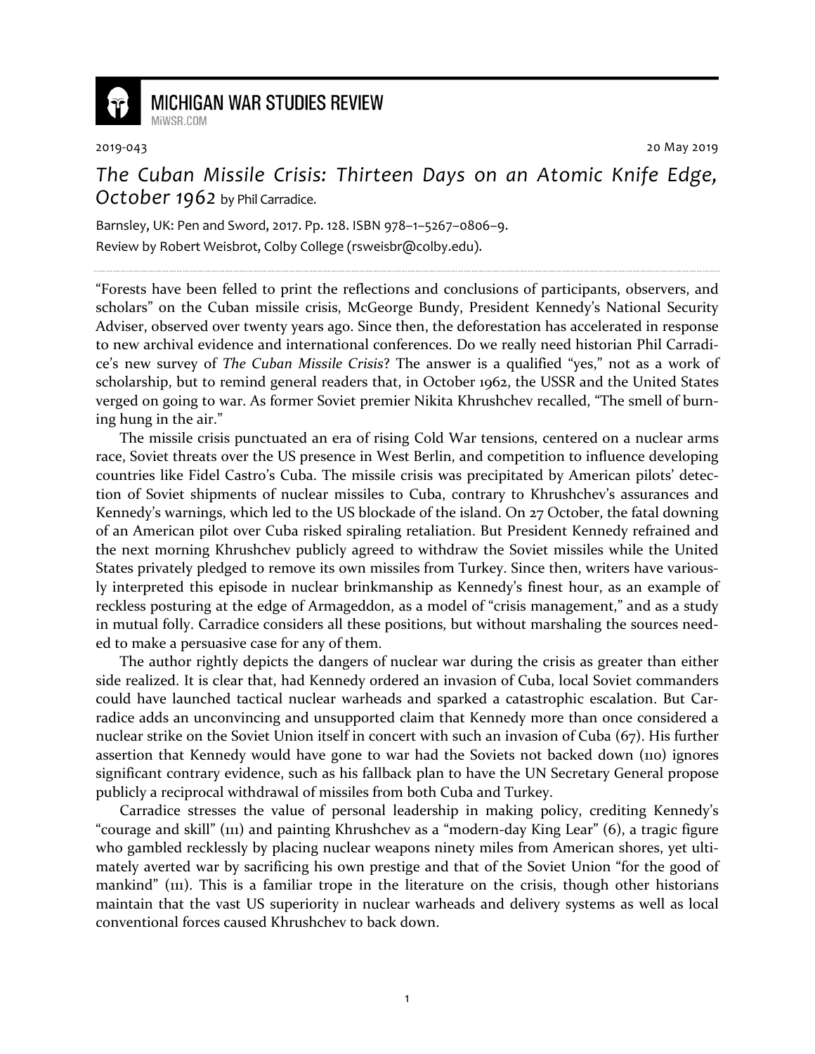# MICHIGAN WAR STUDIES REVIEW

MiWSR.COM

2019-043 20 May 2019

## *The Cuban Missile Crisis: Thirteen Days on an Atomic Knife Edge, October 1962* by Phil Carradice.

Barnsley, UK: Pen and Sword, 2017. Pp. 128. ISBN 978–1–5267–0806–9.
Review by Robert Weisbrot, Colby College (rsweisbr@colby.edu).

---

"Forests have been felled to print the reflections and conclusions of participants, observers, and scholars" on the Cuban missile crisis, McGeorge Bundy, President Kennedy's National Security Adviser, observed over twenty years ago. Since then, the deforestation has accelerated in response to new archival evidence and international conferences. Do we really need historian Phil Carradice's new survey of *The Cuban Missile Crisis*? The answer is a qualified "yes," not as a work of scholarship, but to remind general readers that, in October 1962, the USSR and the United States verged on going to war. As former Soviet premier Nikita Khrushchev recalled, "The smell of burning hung in the air."

The missile crisis punctuated an era of rising Cold War tensions, centered on a nuclear arms race, Soviet threats over the US presence in West Berlin, and competition to influence developing countries like Fidel Castro's Cuba. The missile crisis was precipitated by American pilots' detection of Soviet shipments of nuclear missiles to Cuba, contrary to Khrushchev's assurances and Kennedy's warnings, which led to the US blockade of the island. On 27 October, the fatal downing of an American pilot over Cuba risked spiraling retaliation. But President Kennedy refrained and the next morning Khrushchev publicly agreed to withdraw the Soviet missiles while the United States privately pledged to remove its own missiles from Turkey. Since then, writers have variously interpreted this episode in nuclear brinkmanship as Kennedy's finest hour, as an example of reckless posturing at the edge of Armageddon, as a model of "crisis management," and as a study in mutual folly. Carradice considers all these positions, but without marshaling the sources needed to make a persuasive case for any of them.

The author rightly depicts the dangers of nuclear war during the crisis as greater than either side realized. It is clear that, had Kennedy ordered an invasion of Cuba, local Soviet commanders could have launched tactical nuclear warheads and sparked a catastrophic escalation. But Carradice adds an unconvincing and unsupported claim that Kennedy more than once considered a nuclear strike on the Soviet Union itself in concert with such an invasion of Cuba (67). His further assertion that Kennedy would have gone to war had the Soviets not backed down (110) ignores significant contrary evidence, such as his fallback plan to have the UN Secretary General propose publicly a reciprocal withdrawal of missiles from both Cuba and Turkey.

Carradice stresses the value of personal leadership in making policy, crediting Kennedy's "courage and skill" (111) and painting Khrushchev as a "modern-day King Lear" (6), a tragic figure who gambled recklessly by placing nuclear weapons ninety miles from American shores, yet ultimately averted war by sacrificing his own prestige and that of the Soviet Union "for the good of mankind" (111). This is a familiar trope in the literature on the crisis, though other historians maintain that the vast US superiority in nuclear warheads and delivery systems as well as local conventional forces caused Khrushchev to back down.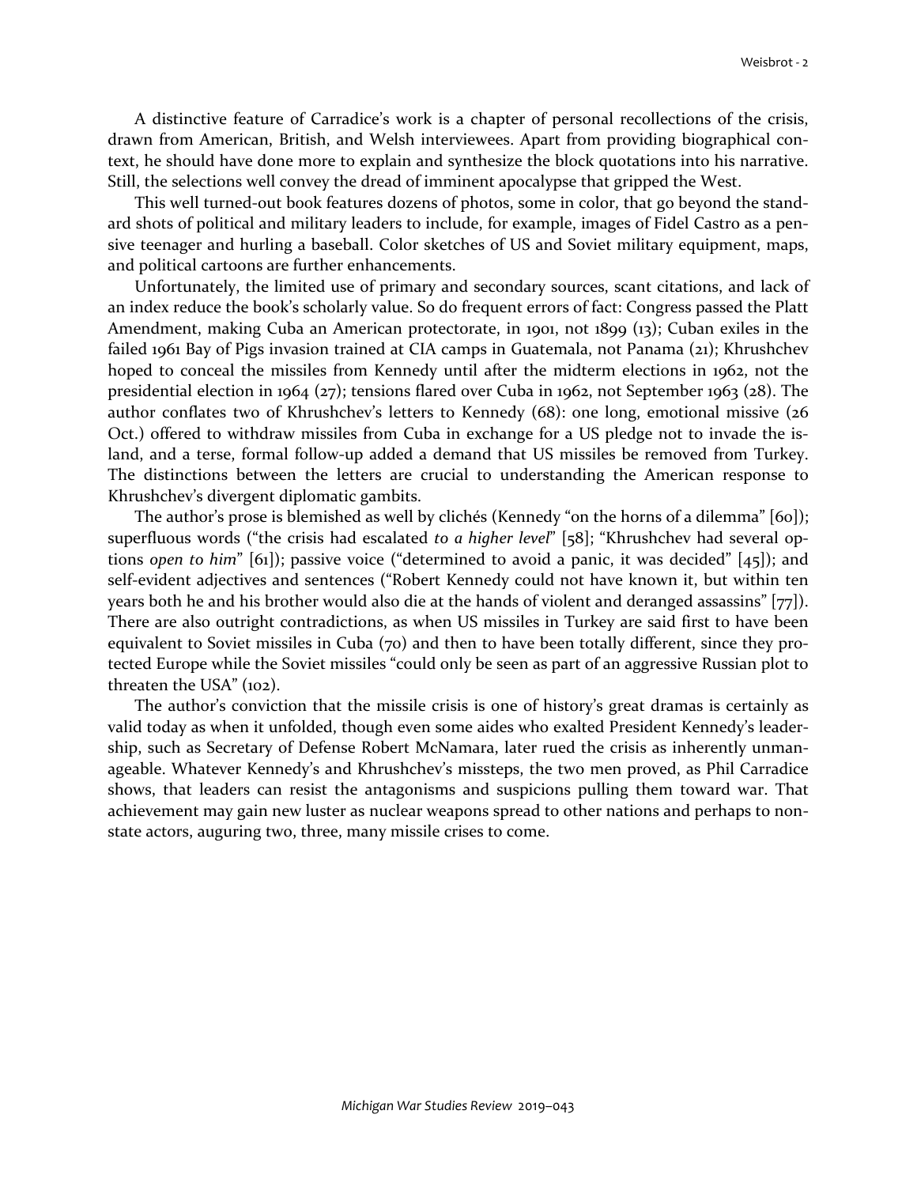A distinctive feature of Carradice's work is a chapter of personal recollections of the crisis, drawn from American, British, and Welsh interviewees. Apart from providing biographical context, he should have done more to explain and synthesize the block quotations into his narrative. Still, the selections well convey the dread of imminent apocalypse that gripped the West.

This well turned-out book features dozens of photos, some in color, that go beyond the standard shots of political and military leaders to include, for example, images of Fidel Castro as a pensive teenager and hurling a baseball. Color sketches of US and Soviet military equipment, maps, and political cartoons are further enhancements.

Unfortunately, the limited use of primary and secondary sources, scant citations, and lack of an index reduce the book's scholarly value. So do frequent errors of fact: Congress passed the Platt Amendment, making Cuba an American protectorate, in 1901, not 1899 (13); Cuban exiles in the failed 1961 Bay of Pigs invasion trained at CIA camps in Guatemala, not Panama (21); Khrushchev hoped to conceal the missiles from Kennedy until after the midterm elections in 1962, not the presidential election in 1964 (27); tensions flared over Cuba in 1962, not September 1963 (28). The author conflates two of Khrushchev's letters to Kennedy (68): one long, emotional missive (26 Oct.) offered to withdraw missiles from Cuba in exchange for a US pledge not to invade the island, and a terse, formal follow-up added a demand that US missiles be removed from Turkey. The distinctions between the letters are crucial to understanding the American response to Khrushchev's divergent diplomatic gambits.

The author's prose is blemished as well by clichés (Kennedy "on the horns of a dilemma" [60]); superfluous words ("the crisis had escalated *to a higher level*" [58]; "Khrushchev had several options *open to him*" [61]); passive voice ("determined to avoid a panic, it was decided" [45]); and self-evident adjectives and sentences ("Robert Kennedy could not have known it, but within ten years both he and his brother would also die at the hands of violent and deranged assassins" [77]). There are also outright contradictions, as when US missiles in Turkey are said first to have been equivalent to Soviet missiles in Cuba (70) and then to have been totally different, since they protected Europe while the Soviet missiles "could only be seen as part of an aggressive Russian plot to threaten the USA" (102).

The author's conviction that the missile crisis is one of history's great dramas is certainly as valid today as when it unfolded, though even some aides who exalted President Kennedy's leadership, such as Secretary of Defense Robert McNamara, later rued the crisis as inherently unmanageable. Whatever Kennedy's and Khrushchev's missteps, the two men proved, as Phil Carradice shows, that leaders can resist the antagonisms and suspicions pulling them toward war. That achievement may gain new luster as nuclear weapons spread to other nations and perhaps to nonstate actors, auguring two, three, many missile crises to come.